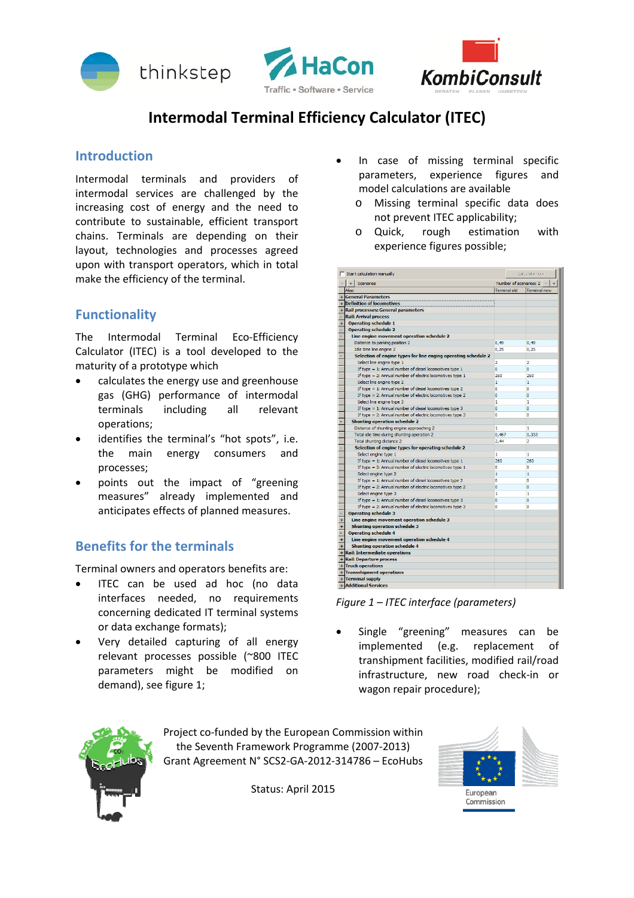# Intermodal Terminal Efficiency Calculator (ITEC)

## Introduction

Intermodal terminals and providers of intermodal services are challenged by the increasing cost of energy and the need to contribute to sustainable, efficient transport chains. Terminals are depending on their layout, technologies and processes agreed upon with transport operators, which in total make the efficiency of the terminal.

## Functionality

The Intermodal Terminal Eco-Efficiency Calculator (ITEC) is a tool developed to the maturity of a prototype which

- calculates the energy use and greenhouse gas (GHG) performance of intermodal terminals including all relevant operations;
- identifies the terminal's "hot spots", i.e. the main energy consumers and processes;
- points out the impact of "greening measures" already implemented and anticipates effects of planned measures.

## Benefits for the terminals

Terminal owners and operators benefits are:

- ITEC can be used ad hoc (no data interfaces needed, no requirements concerning dedicated IT terminal systems or data exchange formats);
- Very detailed capturing of all energy relevant processes possible (~800 ITEC parameters might be modified on demand), see figure 1;
- In case of missing terminal specific parameters, experience figures and model calculations are available
  - Missing terminal specific data does not prevent ITEC applicability;
  - Quick, rough estimation with experience figures possible;

*Figure 1 – ITEC interface (parameters)*

- Single "greening" measures can be implemented (e.g. replacement of transhipment facilities, modified rail/road infrastructure, new road check-in or wagon repair procedure);

Project co-funded by the European Commission within the Seventh Framework Programme (2007-2013)
Grant Agreement N° SCS2-GA-2012-314786 – EcoHubs

Status: April 2015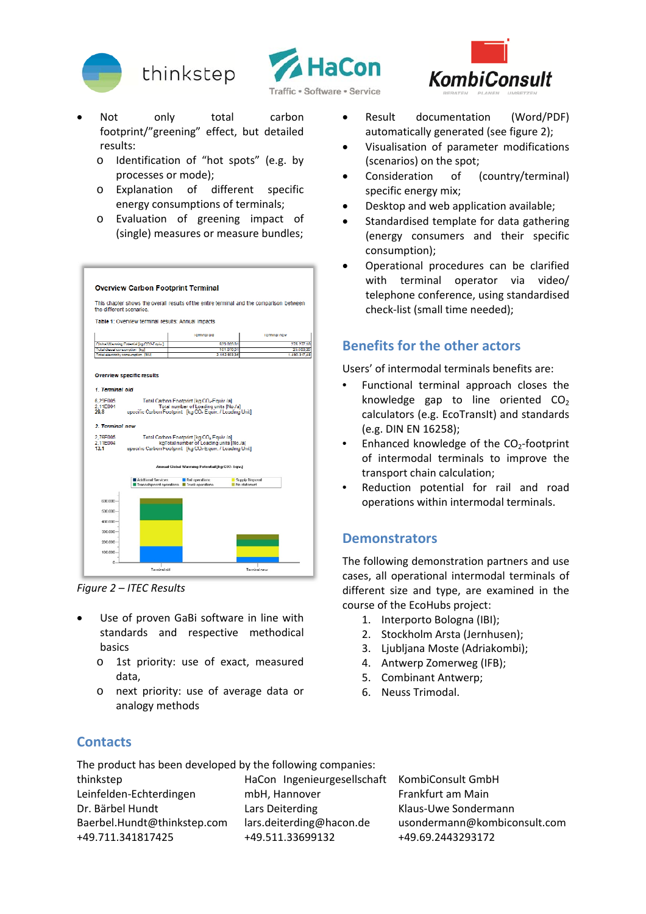- Not only total carbon footprint/"greening" effect, but detailed results:
  - Identification of "hot spots" (e.g. by processes or mode);
  - Explanation of different specific energy consumptions of terminals;
  - Evaluation of greening impact of (single) measures or measure bundles;

Overview Carbon Footprint Terminal

This chapter shows the overall results of the entire terminal and the comparison between the different scenarios.

Table 1: Overview terminal results: Annual impacts

| | Terminal old | Terminal new |
|---|---|---|
| Global Warming Potential [kg CO2-Equiv.] | 629.000,01 | 276.297,40 |
| Total diesel consumption [kg] | 101.010,01 | 25.003,20 |
| Total electricity consumption [MJ] | 2.162.813,24 | 1.490.317,23 |

Overview specific results

1. Terminal old

6,29E005 Total Carbon Footprint [kg CO2-Equiv./a]
2,11E004 Total number of Loading units [No./a]
29,8 specific Carbon Footprint [kg CO2-Equiv./Loading Unit]

2. Terminal new

2,76E005 Total Carbon Footprint [kg CO2-Equiv./a]
2,11E004 Total number of Loading units [No./a]
13,1 specific Carbon Footprint [kg CO2-Equiv./Loading Unit]

Annual Global Warming Potential [kg CO2-Equiv.]

Additional Services, Transshipment operations, Rail operations, Truck operations, Supply Disposal, No statement

600.000
500.000
400.000
300.000
200.000
100.000
0

Terminal old
Terminal new

*Figure 2 – ITEC Results*

- Use of proven GaBi software in line with standards and respective methodical basics
  - 1st priority: use of exact, measured data,
  - next priority: use of average data or analogy methods

- Result documentation (Word/PDF) automatically generated (see figure 2);
- Visualisation of parameter modifications (scenarios) on the spot;
- Consideration of (country/terminal) specific energy mix;
- Desktop and web application available;
- Standardised template for data gathering (energy consumers and their specific consumption);
- Operational procedures can be clarified with terminal operator via video/ telephone conference, using standardised check-list (small time needed);

## Benefits for the other actors

Users' of intermodal terminals benefits are:

- Functional terminal approach closes the knowledge gap to line oriented $CO_2$ calculators (e.g. EcoTransIt) and standards (e.g. DIN EN 16258);
- Enhanced knowledge of the $CO_2$-footprint of intermodal terminals to improve the transport chain calculation;
- Reduction potential for rail and road operations within intermodal terminals.

## Demonstrators

The following demonstration partners and use cases, all operational intermodal terminals of different size and type, are examined in the course of the EcoHubs project:

1. Interporto Bologna (IBI);
2. Stockholm Arsta (Jernhusen);
3. Ljubljana Moste (Adriakombi);
4. Antwerp Zomerweg (IFB);
5. Combinant Antwerp;
6. Neuss Trimodal.

## Contacts

The product has been developed by the following companies:

thinkstep
Leinfelden-Echterdingen
Dr. Bärbel Hundt
Baerbel.Hundt@thinkstep.com
+49.711.341817425

HaCon Ingenieurgesellschaft mbH, Hannover
Lars Deiterding
lars.deiterding@hacon.de
+49.511.33699132

KombiConsult GmbH
Frankfurt am Main
Klaus-Uwe Sondermann
usondermann@kombiconsult.com
+49.69.2443293172